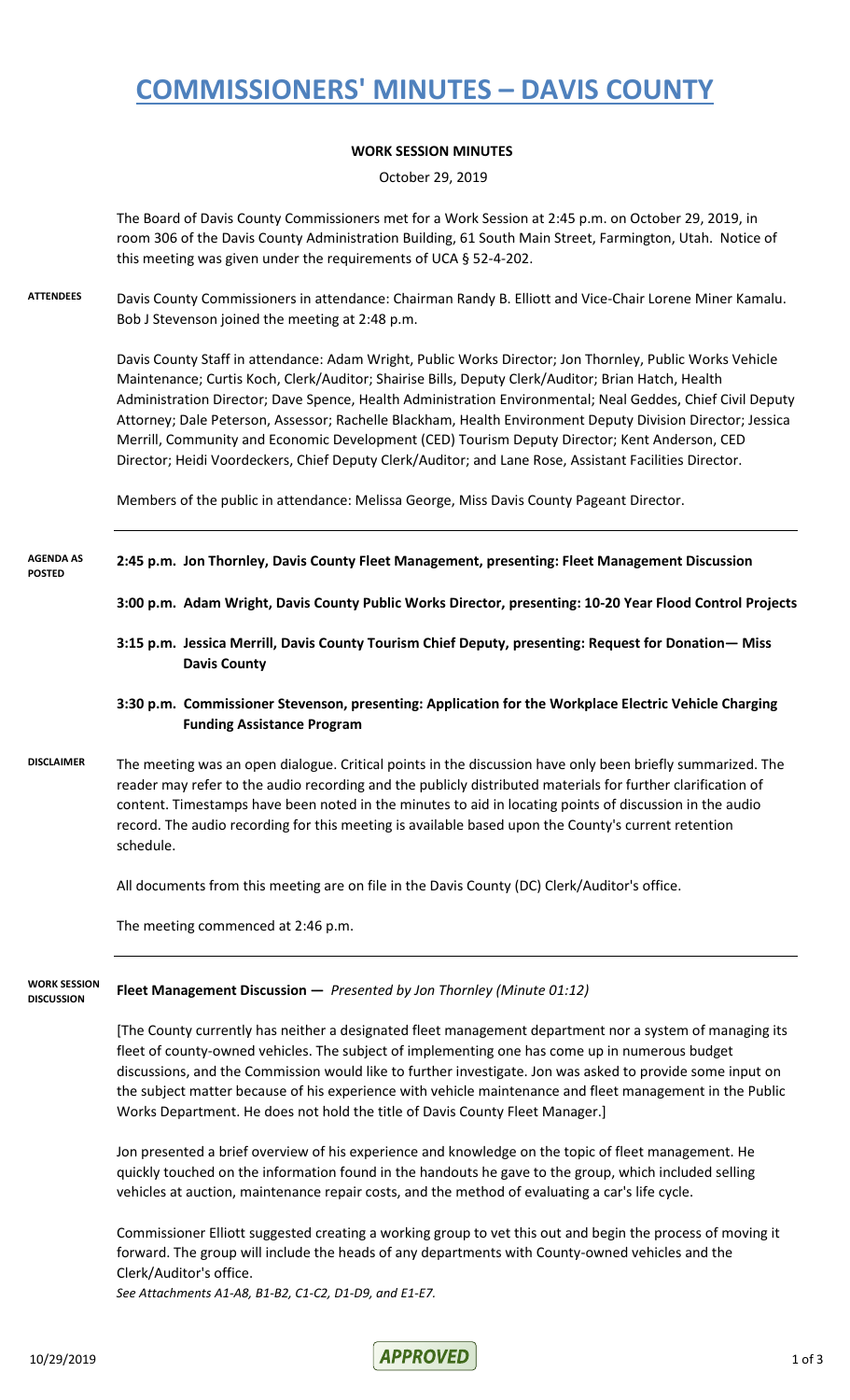# COMMISSIONERS' MINUTES – DAVIS COUNTY

**WORK SESSION MINUTES**

October 29, 2019

The Board of Davis County Commissioners met for a Work Session at 2:45 p.m. on October 29, 2019, in room 306 of the Davis County Administration Building, 61 South Main Street, Farmington, Utah. Notice of this meeting was given under the requirements of UCA § 52-4-202.

**ATTENDEES**

Davis County Commissioners in attendance: Chairman Randy B. Elliott and Vice-Chair Lorene Miner Kamalu. Bob J Stevenson joined the meeting at 2:48 p.m.

Davis County Staff in attendance: Adam Wright, Public Works Director; Jon Thornley, Public Works Vehicle Maintenance; Curtis Koch, Clerk/Auditor; Shairise Bills, Deputy Clerk/Auditor; Brian Hatch, Health Administration Director; Dave Spence, Health Administration Environmental; Neal Geddes, Chief Civil Deputy Attorney; Dale Peterson, Assessor; Rachelle Blackham, Health Environment Deputy Division Director; Jessica Merrill, Community and Economic Development (CED) Tourism Deputy Director; Kent Anderson, CED Director; Heidi Voordeckers, Chief Deputy Clerk/Auditor; and Lane Rose, Assistant Facilities Director.

Members of the public in attendance: Melissa George, Miss Davis County Pageant Director.

**AGENDA AS POSTED**

**2:45 p.m. Jon Thornley, Davis County Fleet Management, presenting: Fleet Management Discussion**

**3:00 p.m. Adam Wright, Davis County Public Works Director, presenting: 10-20 Year Flood Control Projects**

**3:15 p.m. Jessica Merrill, Davis County Tourism Chief Deputy, presenting: Request for Donation— Miss Davis County**

**3:30 p.m. Commissioner Stevenson, presenting: Application for the Workplace Electric Vehicle Charging Funding Assistance Program**

**DISCLAIMER**

The meeting was an open dialogue. Critical points in the discussion have only been briefly summarized. The reader may refer to the audio recording and the publicly distributed materials for further clarification of content. Timestamps have been noted in the minutes to aid in locating points of discussion in the audio record. The audio recording for this meeting is available based upon the County's current retention schedule.

All documents from this meeting are on file in the Davis County (DC) Clerk/Auditor's office.

The meeting commenced at 2:46 p.m.

**WORK SESSION DISCUSSION**

**Fleet Management Discussion —** *Presented by Jon Thornley (Minute 01:12)*

[The County currently has neither a designated fleet management department nor a system of managing its fleet of county-owned vehicles. The subject of implementing one has come up in numerous budget discussions, and the Commission would like to further investigate. Jon was asked to provide some input on the subject matter because of his experience with vehicle maintenance and fleet management in the Public Works Department. He does not hold the title of Davis County Fleet Manager.]

Jon presented a brief overview of his experience and knowledge on the topic of fleet management. He quickly touched on the information found in the handouts he gave to the group, which included selling vehicles at auction, maintenance repair costs, and the method of evaluating a car's life cycle.

Commissioner Elliott suggested creating a working group to vet this out and begin the process of moving it forward. The group will include the heads of any departments with County-owned vehicles and the Clerk/Auditor's office.

*See Attachments A1-A8, B1-B2, C1-C2, D1-D9, and E1-E7.*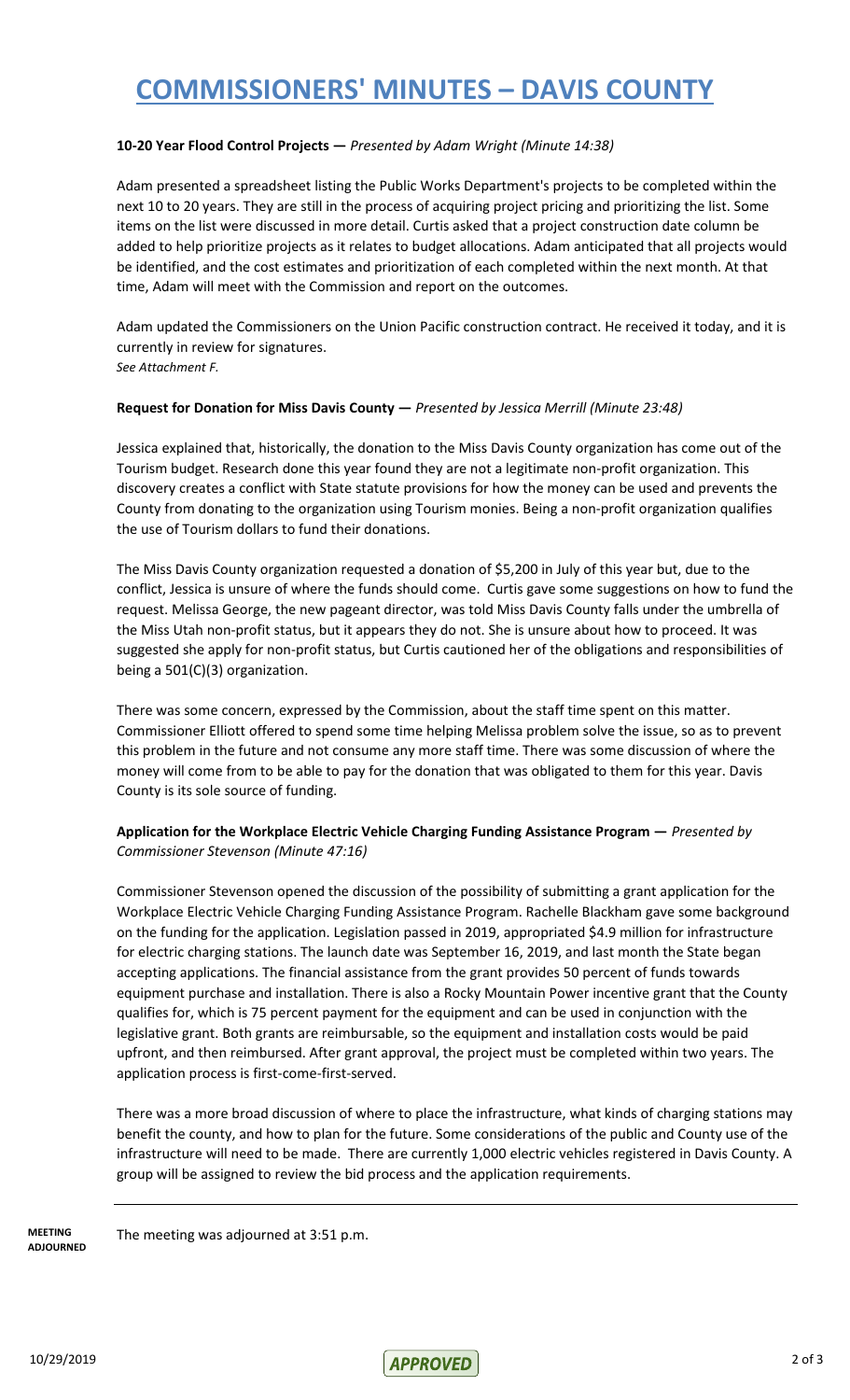**10-20 Year Flood Control Projects —** *Presented by Adam Wright (Minute 14:38)*

Adam presented a spreadsheet listing the Public Works Department's projects to be completed within the next 10 to 20 years. They are still in the process of acquiring project pricing and prioritizing the list. Some items on the list were discussed in more detail. Curtis asked that a project construction date column be added to help prioritize projects as it relates to budget allocations. Adam anticipated that all projects would be identified, and the cost estimates and prioritization of each completed within the next month. At that time, Adam will meet with the Commission and report on the outcomes.

Adam updated the Commissioners on the Union Pacific construction contract. He received it today, and it is currently in review for signatures.
*See Attachment F.*

**Request for Donation for Miss Davis County —** *Presented by Jessica Merrill (Minute 23:48)*

Jessica explained that, historically, the donation to the Miss Davis County organization has come out of the Tourism budget. Research done this year found they are not a legitimate non-profit organization. This discovery creates a conflict with State statute provisions for how the money can be used and prevents the County from donating to the organization using Tourism monies. Being a non-profit organization qualifies the use of Tourism dollars to fund their donations.

The Miss Davis County organization requested a donation of $5,200 in July of this year but, due to the conflict, Jessica is unsure of where the funds should come. Curtis gave some suggestions on how to fund the request. Melissa George, the new pageant director, was told Miss Davis County falls under the umbrella of the Miss Utah non-profit status, but it appears they do not. She is unsure about how to proceed. It was suggested she apply for non-profit status, but Curtis cautioned her of the obligations and responsibilities of being a 501(C)(3) organization.

There was some concern, expressed by the Commission, about the staff time spent on this matter. Commissioner Elliott offered to spend some time helping Melissa problem solve the issue, so as to prevent this problem in the future and not consume any more staff time. There was some discussion of where the money will come from to be able to pay for the donation that was obligated to them for this year. Davis County is its sole source of funding.

**Application for the Workplace Electric Vehicle Charging Funding Assistance Program —** *Presented by Commissioner Stevenson (Minute 47:16)*

Commissioner Stevenson opened the discussion of the possibility of submitting a grant application for the Workplace Electric Vehicle Charging Funding Assistance Program. Rachelle Blackham gave some background on the funding for the application. Legislation passed in 2019, appropriated $4.9 million for infrastructure for electric charging stations. The launch date was September 16, 2019, and last month the State began accepting applications. The financial assistance from the grant provides 50 percent of funds towards equipment purchase and installation. There is also a Rocky Mountain Power incentive grant that the County qualifies for, which is 75 percent payment for the equipment and can be used in conjunction with the legislative grant. Both grants are reimbursable, so the equipment and installation costs would be paid upfront, and then reimbursed. After grant approval, the project must be completed within two years. The application process is first-come-first-served.

There was a more broad discussion of where to place the infrastructure, what kinds of charging stations may benefit the county, and how to plan for the future. Some considerations of the public and County use of the infrastructure will need to be made. There are currently 1,000 electric vehicles registered in Davis County. A group will be assigned to review the bid process and the application requirements.

---

**MEETING ADJOURNED** The meeting was adjourned at 3:51 p.m.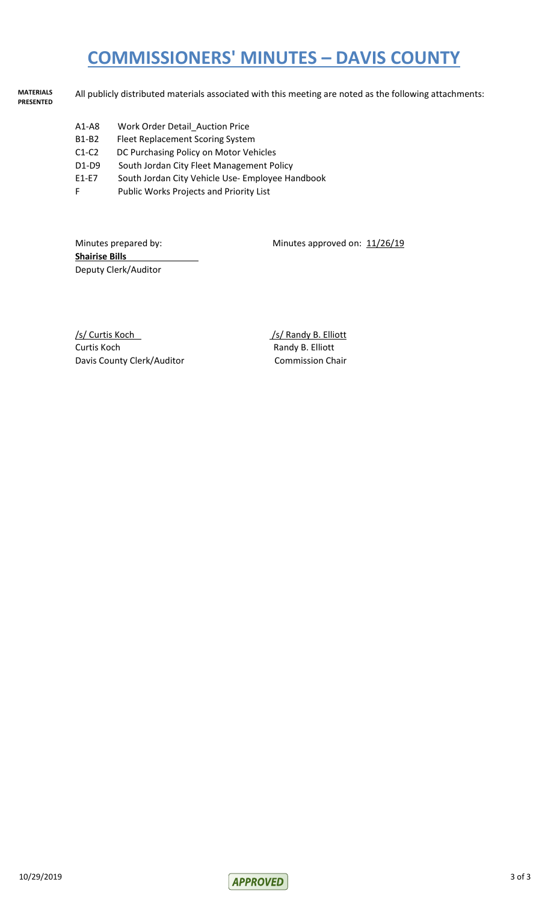# COMMISSIONERS' MINUTES – DAVIS COUNTY

**MATERIALS PRESENTED**

All publicly distributed materials associated with this meeting are noted as the following attachments:

| | |
|---|---|
| A1-A8 | Work Order Detail_Auction Price |
| B1-B2 | Fleet Replacement Scoring System |
| C1-C2 | DC Purchasing Policy on Motor Vehicles |
| D1-D9 | South Jordan City Fleet Management Policy |
| E1-E7 | South Jordan City Vehicle Use- Employee Handbook |
| F | Public Works Projects and Priority List |

Minutes prepared by:
**Shairise Bills**
Deputy Clerk/Auditor

Minutes approved on: 11/26/19

/s/ Curtis Koch
Curtis Koch
Davis County Clerk/Auditor

/s/ Randy B. Elliott
Randy B. Elliott
Commission Chair

10/29/2019

APPROVED